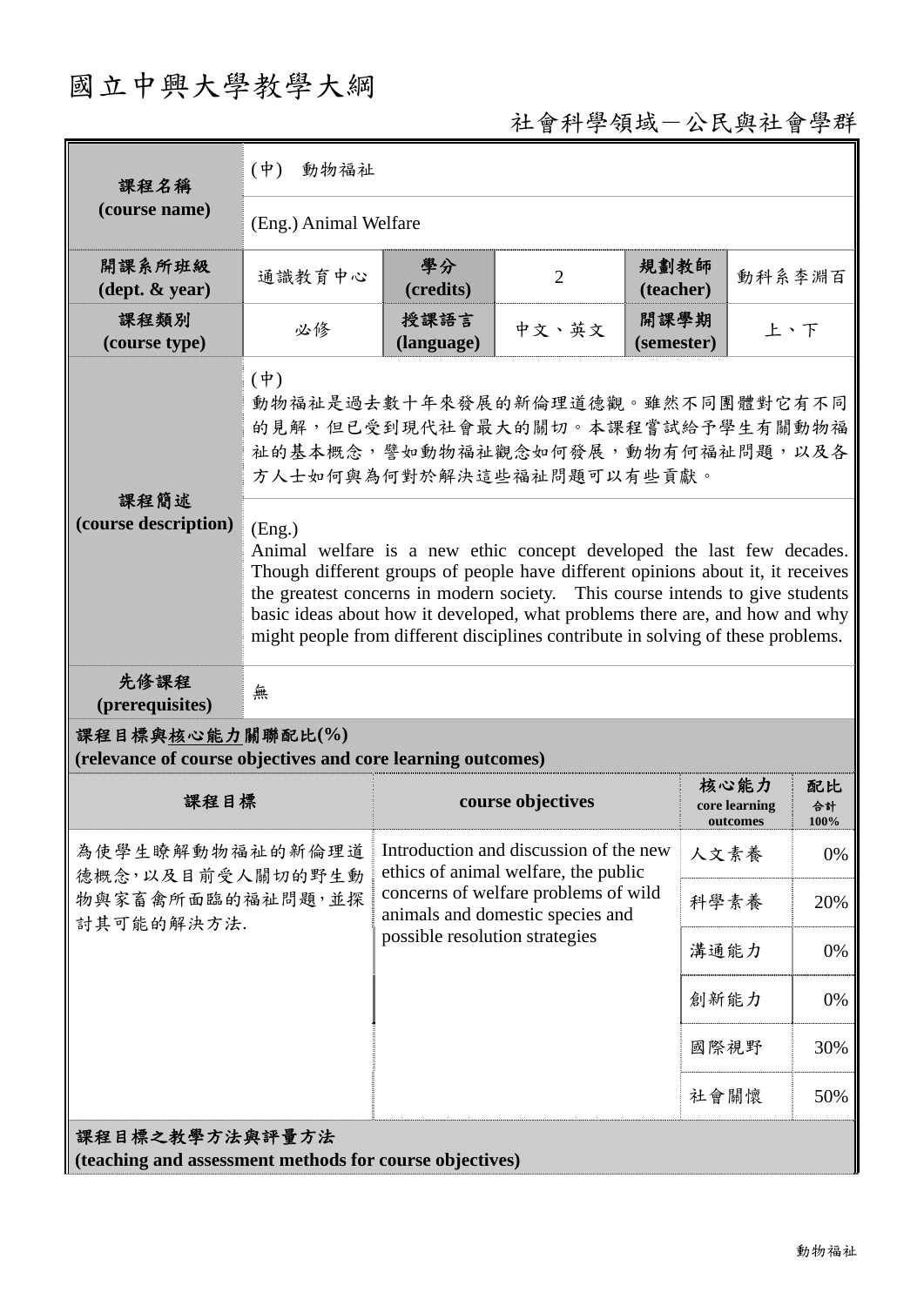# 國立中興大學教學大綱

社會科學領域－公民與社會學群

| 課程名稱 (course name) | (中) 動物福祉 | | | | |
|---|---|---|---|---|---|
| | (Eng.) Animal Welfare | | | | |
| 開課系所班級 (dept. & year) | 通識教育中心 | 學分 (credits) | 2 | 規劃教師 (teacher) | 動科系李淵百 |
| 課程類別 (course type) | 必修 | 授課語言 (language) | 中文、英文 | 開課學期 (semester) | 上、下 |
| 課程簡述 (course description) | (中)<br>動物福祉是過去數十年來發展的新倫理道德觀。雖然不同團體對它有不同的見解，但已受到現代社會最大的關切。本課程嘗試給予學生有關動物福祉的基本概念，譬如動物福祉觀念如何發展，動物有何福祉問題，以及各方人士如何與為何對於解決這些福祉問題可以有些貢獻。 | | | | |
| | (Eng.)<br>Animal welfare is a new ethic concept developed the last few decades. Though different groups of people have different opinions about it, it receives the greatest concerns in modern society. This course intends to give students basic ideas about how it developed, what problems there are, and how and why might people from different disciplines contribute in solving of these problems. | | | | |
| 先修課程 (prerequisites) | 無 | | | | |

**課程目標與核心能力關聯配比(%)**
**(relevance of course objectives and core learning outcomes)**

| 課程目標 | course objectives | 核心能力 core learning outcomes | 配比 合計 100% |
|---|---|---|---|
| 為使學生瞭解動物福祉的新倫理道德概念，以及目前受人關切的野生動物與家畜禽所面臨的福祉問題，並探討其可能的解決方法. | Introduction and discussion of the new ethics of animal welfare, the public concerns of welfare problems of wild animals and domestic species and possible resolution strategies | 人文素養 | 0% |
| | | 科學素養 | 20% |
| | | 溝通能力 | 0% |
| | | 創新能力 | 0% |
| | | 國際視野 | 30% |
| | | 社會關懷 | 50% |

**課程目標之教學方法與評量方法**
**(teaching and assessment methods for course objectives)**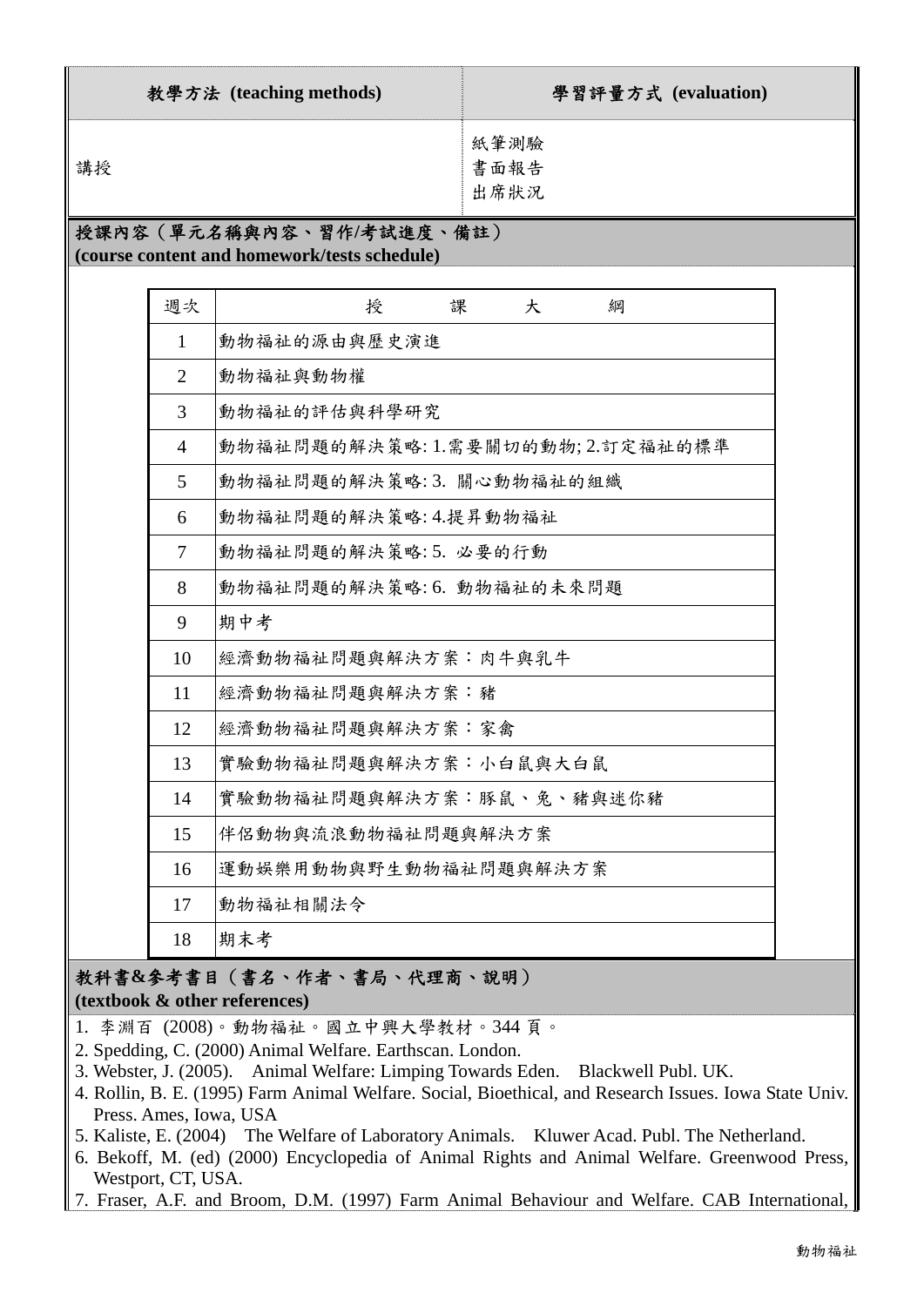| 教學方法 (teaching methods) | 學習評量方式 (evaluation) |
|---|---|
| 講授 | 紙筆測驗<br>書面報告<br>出席狀況 |

## 授課內容（單元名稱與內容、習作/考試進度、備註）
**(course content and homework/tests schedule)**

| 週次 | 授　　課　　大　　綱 |
|---|---|
| 1 | 動物福祉的源由與歷史演進 |
| 2 | 動物福祉與動物權 |
| 3 | 動物福祉的評估與科學研究 |
| 4 | 動物福祉問題的解決策略: 1.需要關切的動物; 2.訂定福祉的標準 |
| 5 | 動物福祉問題的解決策略: 3. 關心動物福祉的組織 |
| 6 | 動物福祉問題的解決策略: 4.提昇動物福祉 |
| 7 | 動物福祉問題的解決策略: 5. 必要的行動 |
| 8 | 動物福祉問題的解決策略: 6. 動物福祉的未來問題 |
| 9 | 期中考 |
| 10 | 經濟動物福祉問題與解決方案：肉牛與乳牛 |
| 11 | 經濟動物福祉問題與解決方案：豬 |
| 12 | 經濟動物福祉問題與解決方案：家禽 |
| 13 | 實驗動物福祉問題與解決方案：小白鼠與大白鼠 |
| 14 | 實驗動物福祉問題與解決方案：豚鼠、兔、豬與迷你豬 |
| 15 | 伴侶動物與流浪動物福祉問題與解決方案 |
| 16 | 運動娛樂用動物與野生動物福祉問題與解決方案 |
| 17 | 動物福祉相關法令 |
| 18 | 期末考 |

## 教科書&參考書目（書名、作者、書局、代理商、說明）
**(textbook & other references)**

1. 李淵百 (2008)。動物福祉。國立中興大學教材。344 頁。
2. Spedding, C. (2000) Animal Welfare. Earthscan. London.
3. Webster, J. (2005). Animal Welfare: Limping Towards Eden. Blackwell Publ. UK.
4. Rollin, B. E. (1995) Farm Animal Welfare. Social, Bioethical, and Research Issues. Iowa State Univ. Press. Ames, Iowa, USA
5. Kaliste, E. (2004) The Welfare of Laboratory Animals. Kluwer Acad. Publ. The Netherland.
6. Bekoff, M. (ed) (2000) Encyclopedia of Animal Rights and Animal Welfare. Greenwood Press, Westport, CT, USA.
7. Fraser, A.F. and Broom, D.M. (1997) Farm Animal Behaviour and Welfare. CAB International,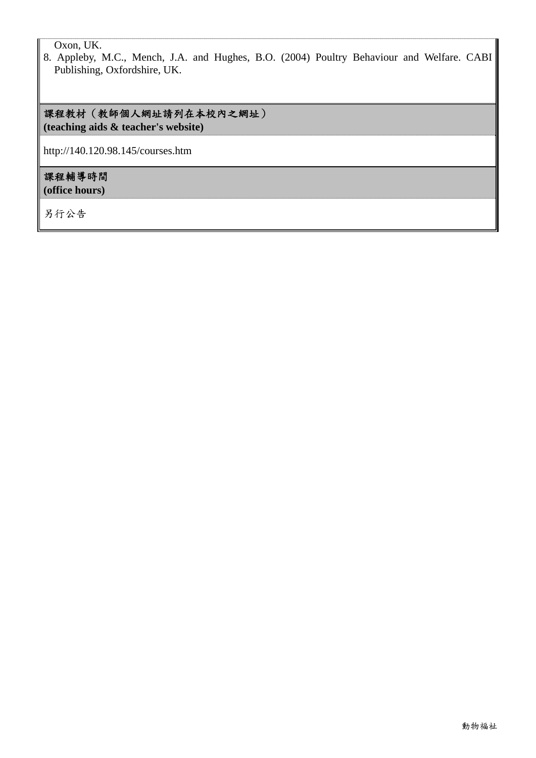Oxon, UK.

8. Appleby, M.C., Mench, J.A. and Hughes, B.O. (2004) Poultry Behaviour and Welfare. CABI Publishing, Oxfordshire, UK.

**課程教材（教師個人網址請列在本校內之網址）**
**(teaching aids & teacher's website)**

http://140.120.98.145/courses.htm

**課程輔導時間**
**(office hours)**

另行公告